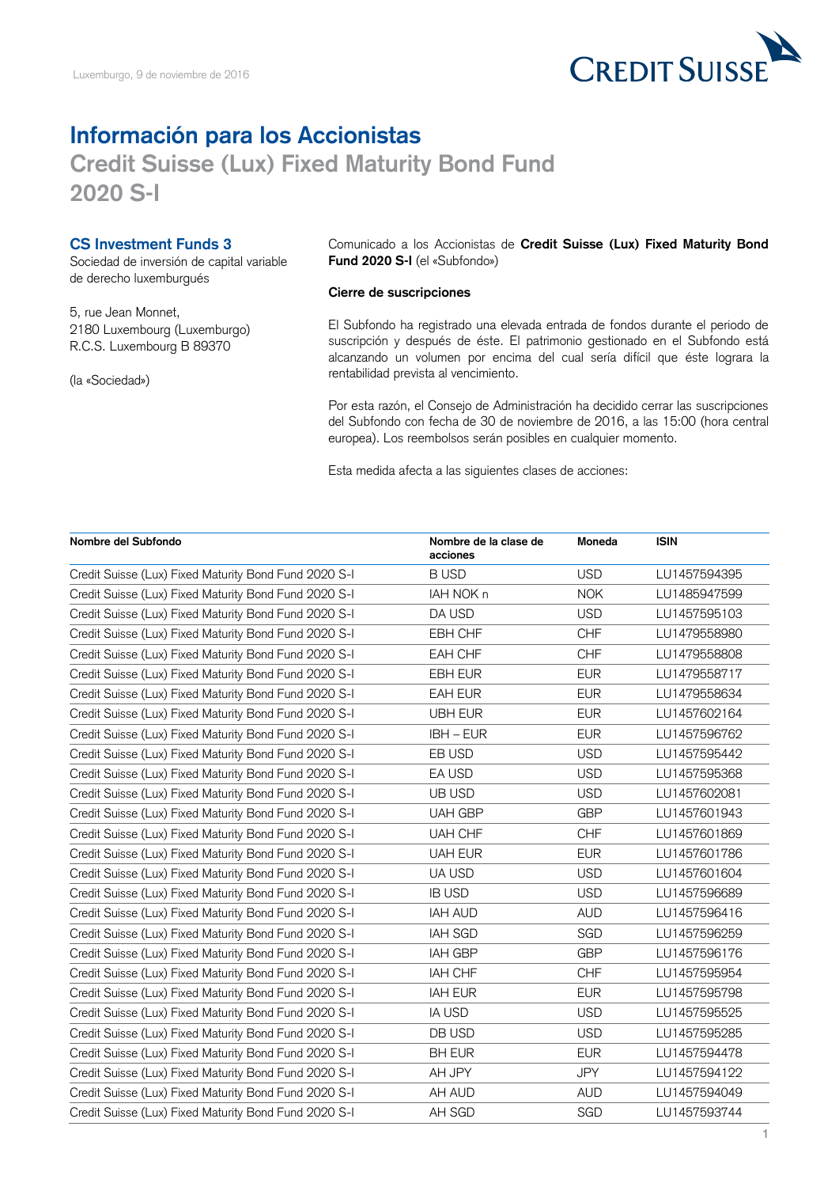Luxemburgo, 9 de noviembre de 2016

# Información para los Accionistas

## Credit Suisse (Lux) Fixed Maturity Bond Fund 2020 S-I

### CS Investment Funds 3

Sociedad de inversión de capital variable de derecho luxemburgués

5, rue Jean Monnet,
2180 Luxembourg (Luxemburgo)
R.C.S. Luxembourg B 89370

(la «Sociedad»)

Comunicado a los Accionistas de **Credit Suisse (Lux) Fixed Maturity Bond Fund 2020 S-I** (el «Subfondo»)

**Cierre de suscripciones**

El Subfondo ha registrado una elevada entrada de fondos durante el periodo de suscripción y después de éste. El patrimonio gestionado en el Subfondo está alcanzando un volumen por encima del cual sería difícil que éste lograra la rentabilidad prevista al vencimiento.

Por esta razón, el Consejo de Administración ha decidido cerrar las suscripciones del Subfondo con fecha de 30 de noviembre de 2016, a las 15:00 (hora central europea). Los reembolsos serán posibles en cualquier momento.

Esta medida afecta a las siguientes clases de acciones:

| Nombre del Subfondo | Nombre de la clase de acciones | Moneda | ISIN |
|---|---|---|---|
| Credit Suisse (Lux) Fixed Maturity Bond Fund 2020 S-I | B USD | USD | LU1457594395 |
| Credit Suisse (Lux) Fixed Maturity Bond Fund 2020 S-I | IAH NOK n | NOK | LU1485947599 |
| Credit Suisse (Lux) Fixed Maturity Bond Fund 2020 S-I | DA USD | USD | LU1457595103 |
| Credit Suisse (Lux) Fixed Maturity Bond Fund 2020 S-I | EBH CHF | CHF | LU1479558980 |
| Credit Suisse (Lux) Fixed Maturity Bond Fund 2020 S-I | EAH CHF | CHF | LU1479558808 |
| Credit Suisse (Lux) Fixed Maturity Bond Fund 2020 S-I | EBH EUR | EUR | LU1479558717 |
| Credit Suisse (Lux) Fixed Maturity Bond Fund 2020 S-I | EAH EUR | EUR | LU1479558634 |
| Credit Suisse (Lux) Fixed Maturity Bond Fund 2020 S-I | UBH EUR | EUR | LU1457602164 |
| Credit Suisse (Lux) Fixed Maturity Bond Fund 2020 S-I | IBH – EUR | EUR | LU1457596762 |
| Credit Suisse (Lux) Fixed Maturity Bond Fund 2020 S-I | EB USD | USD | LU1457595442 |
| Credit Suisse (Lux) Fixed Maturity Bond Fund 2020 S-I | EA USD | USD | LU1457595368 |
| Credit Suisse (Lux) Fixed Maturity Bond Fund 2020 S-I | UB USD | USD | LU1457602081 |
| Credit Suisse (Lux) Fixed Maturity Bond Fund 2020 S-I | UAH GBP | GBP | LU1457601943 |
| Credit Suisse (Lux) Fixed Maturity Bond Fund 2020 S-I | UAH CHF | CHF | LU1457601869 |
| Credit Suisse (Lux) Fixed Maturity Bond Fund 2020 S-I | UAH EUR | EUR | LU1457601786 |
| Credit Suisse (Lux) Fixed Maturity Bond Fund 2020 S-I | UA USD | USD | LU1457601604 |
| Credit Suisse (Lux) Fixed Maturity Bond Fund 2020 S-I | IB USD | USD | LU1457596689 |
| Credit Suisse (Lux) Fixed Maturity Bond Fund 2020 S-I | IAH AUD | AUD | LU1457596416 |
| Credit Suisse (Lux) Fixed Maturity Bond Fund 2020 S-I | IAH SGD | SGD | LU1457596259 |
| Credit Suisse (Lux) Fixed Maturity Bond Fund 2020 S-I | IAH GBP | GBP | LU1457596176 |
| Credit Suisse (Lux) Fixed Maturity Bond Fund 2020 S-I | IAH CHF | CHF | LU1457595954 |
| Credit Suisse (Lux) Fixed Maturity Bond Fund 2020 S-I | IAH EUR | EUR | LU1457595798 |
| Credit Suisse (Lux) Fixed Maturity Bond Fund 2020 S-I | IA USD | USD | LU1457595525 |
| Credit Suisse (Lux) Fixed Maturity Bond Fund 2020 S-I | DB USD | USD | LU1457595285 |
| Credit Suisse (Lux) Fixed Maturity Bond Fund 2020 S-I | BH EUR | EUR | LU1457594478 |
| Credit Suisse (Lux) Fixed Maturity Bond Fund 2020 S-I | AH JPY | JPY | LU1457594122 |
| Credit Suisse (Lux) Fixed Maturity Bond Fund 2020 S-I | AH AUD | AUD | LU1457594049 |
| Credit Suisse (Lux) Fixed Maturity Bond Fund 2020 S-I | AH SGD | SGD | LU1457593744 |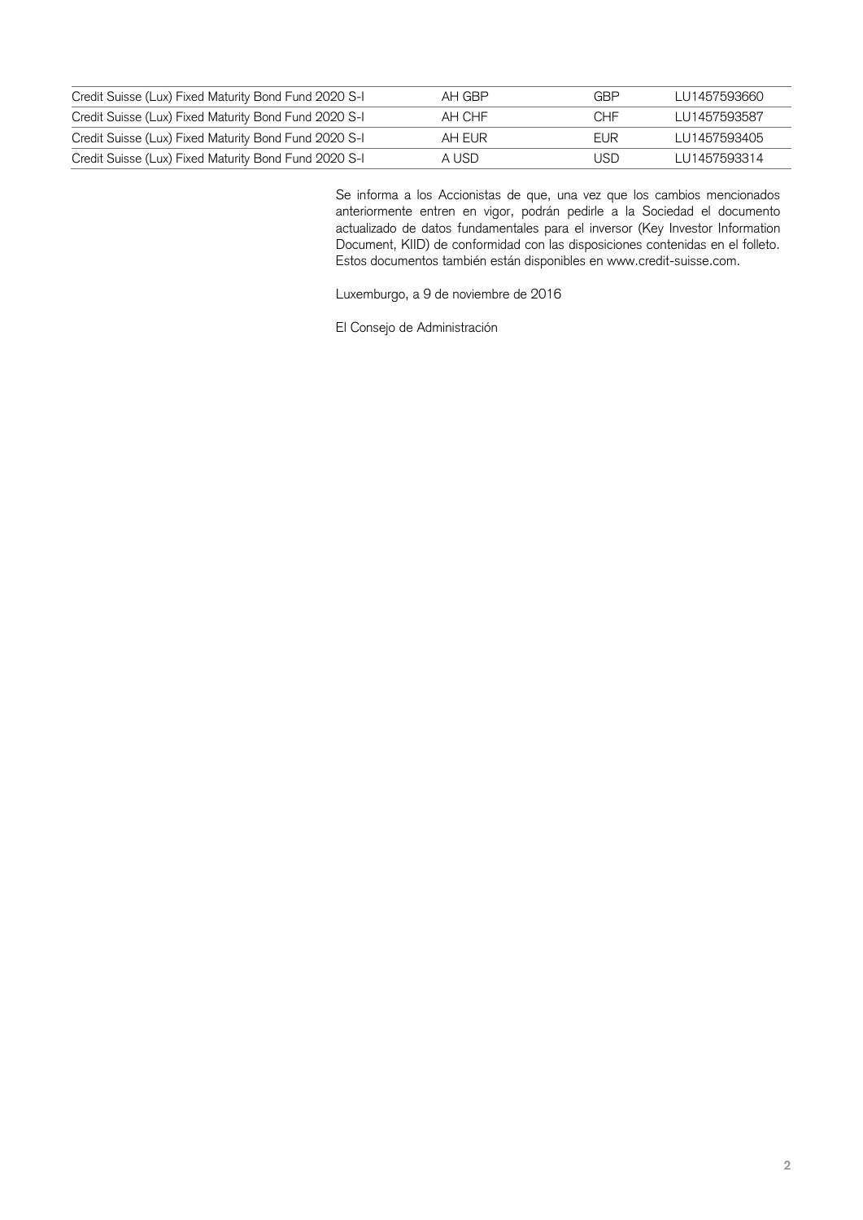| | | | |
|---|---|---|---|
| Credit Suisse (Lux) Fixed Maturity Bond Fund 2020 S-I | AH GBP | GBP | LU1457593660 |
| Credit Suisse (Lux) Fixed Maturity Bond Fund 2020 S-I | AH CHF | CHF | LU1457593587 |
| Credit Suisse (Lux) Fixed Maturity Bond Fund 2020 S-I | AH EUR | EUR | LU1457593405 |
| Credit Suisse (Lux) Fixed Maturity Bond Fund 2020 S-I | A USD | USD | LU1457593314 |

Se informa a los Accionistas de que, una vez que los cambios mencionados anteriormente entren en vigor, podrán pedirle a la Sociedad el documento actualizado de datos fundamentales para el inversor (Key Investor Information Document, KIID) de conformidad con las disposiciones contenidas en el folleto. Estos documentos también están disponibles en www.credit-suisse.com.

Luxemburgo, a 9 de noviembre de 2016

El Consejo de Administración